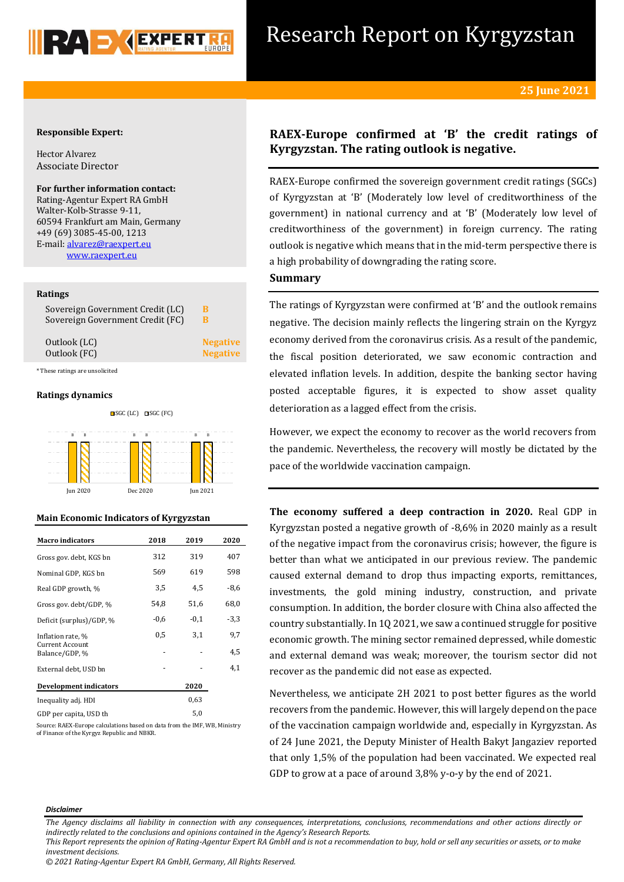# Research Report on Kyrgyzstan

**25 June 2021**

**Responsible Expert:**

Hector Alvarez
Associate Director

**For further information contact:**
Rating-Agentur Expert RA GmbH
Walter-Kolb-Strasse 9-11,
60594 Frankfurt am Main, Germany
+49 (69) 3085-45-00, 1213
E-mail: alvarez@raexpert.eu
www.raexpert.eu

**Ratings**

| | |
|---|---|
| Sovereign Government Credit (LC) | B |
| Sovereign Government Credit (FC) | B |
| Outlook (LC) | Negative |
| Outlook (FC) | Negative |

*These ratings are unsolicited

**Ratings dynamics**

SGC (LC) SGC (FC)

| | Jun 2020 | Dec 2020 | Jun 2021 |
|---|---|---|---|
| SGC (LC) | B | B | B |
| SGC (FC) | B | B | B |

**Main Economic Indicators of Kyrgyzstan**

| Macro indicators | 2018 | 2019 | 2020 |
|---|---|---|---|
| Gross gov. debt, KGS bn | 312 | 319 | 407 |
| Nominal GDP, KGS bn | 569 | 619 | 598 |
| Real GDP growth, % | 3,5 | 4,5 | -8,6 |
| Gross gov. debt/GDP, % | 54,8 | 51,6 | 68,0 |
| Deficit (surplus)/GDP, % | -0,6 | -0,1 | -3,3 |
| Inflation rate, % | 0,5 | 3,1 | 9,7 |
| Current Account Balance/GDP, % | - | - | 4,5 |
| External debt, USD bn | - | - | 4,1 |

| Development indicators | 2020 |
|---|---|
| Inequality adj. HDI | 0,63 |
| GDP per capita, USD th | 5,0 |

Source: RAEX-Europe calculations based on data from the IMF, WB, Ministry of Finance of the Kyrgyz Republic and NBKR.

## RAEX-Europe confirmed at 'B' the credit ratings of Kyrgyzstan. The rating outlook is negative.

RAEX-Europe confirmed the sovereign government credit ratings (SGCs) of Kyrgyzstan at 'B' (Moderately low level of creditworthiness of the government) in national currency and at 'B' (Moderately low level of creditworthiness of the government) in foreign currency. The rating outlook is negative which means that in the mid-term perspective there is a high probability of downgrading the rating score.

### Summary

The ratings of Kyrgyzstan were confirmed at 'B' and the outlook remains negative. The decision mainly reflects the lingering strain on the Kyrgyz economy derived from the coronavirus crisis. As a result of the pandemic, the fiscal position deteriorated, we saw economic contraction and elevated inflation levels. In addition, despite the banking sector having posted acceptable figures, it is expected to show asset quality deterioration as a lagged effect from the crisis.

However, we expect the economy to recover as the world recovers from the pandemic. Nevertheless, the recovery will mostly be dictated by the pace of the worldwide vaccination campaign.

**The economy suffered a deep contraction in 2020.** Real GDP in Kyrgyzstan posted a negative growth of -8,6% in 2020 mainly as a result of the negative impact from the coronavirus crisis; however, the figure is better than what we anticipated in our previous review. The pandemic caused external demand to drop thus impacting exports, remittances, investments, the gold mining industry, construction, and private consumption. In addition, the border closure with China also affected the country substantially. In 1Q 2021, we saw a continued struggle for positive economic growth. The mining sector remained depressed, while domestic and external demand was weak; moreover, the tourism sector did not recover as the pandemic did not ease as expected.

Nevertheless, we anticipate 2H 2021 to post better figures as the world recovers from the pandemic. However, this will largely depend on the pace of the vaccination campaign worldwide and, especially in Kyrgyzstan. As of 24 June 2021, the Deputy Minister of Health Bakyt Jangaziev reported that only 1,5% of the population had been vaccinated. We expected real GDP to grow at a pace of around 3,8% y-o-y by the end of 2021.

***Disclaimer***

*The Agency disclaims all liability in connection with any consequences, interpretations, conclusions, recommendations and other actions directly or indirectly related to the conclusions and opinions contained in the Agency's Research Reports.*
*This Report represents the opinion of Rating-Agentur Expert RA GmbH and is not a recommendation to buy, hold or sell any securities or assets, or to make investment decisions.*
*© 2021 Rating-Agentur Expert RA GmbH, Germany, All Rights Reserved.*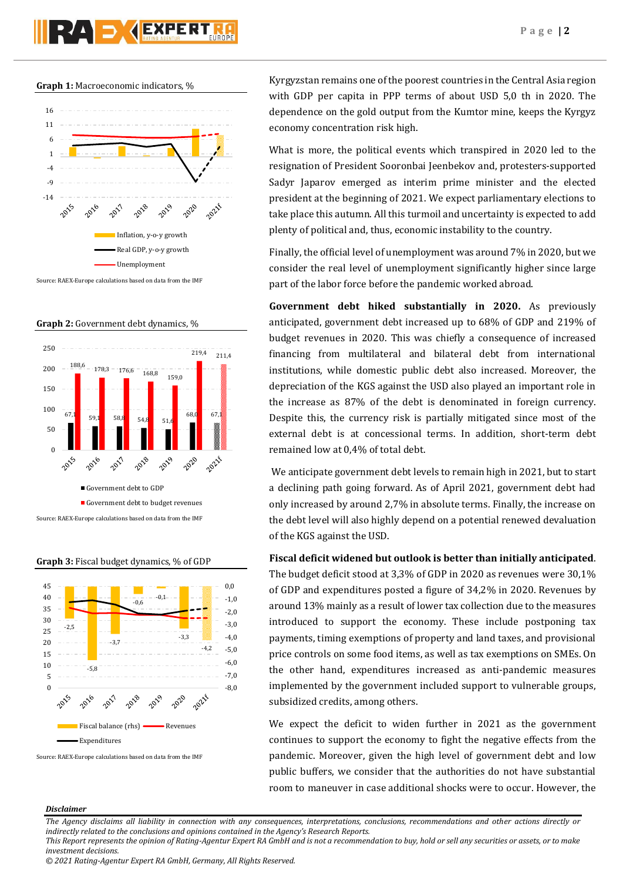**Graph 1:** Macroeconomic indicators, %

Source: RAEX-Europe calculations based on data from the IMF

**Graph 2:** Government debt dynamics, %

Source: RAEX-Europe calculations based on data from the IMF

**Graph 3:** Fiscal budget dynamics, % of GDP

Source: RAEX-Europe calculations based on data from the IMF

Kyrgyzstan remains one of the poorest countries in the Central Asia region with GDP per capita in PPP terms of about USD 5,0 th in 2020. The dependence on the gold output from the Kumtor mine, keeps the Kyrgyz economy concentration risk high.

What is more, the political events which transpired in 2020 led to the resignation of President Sooronbai Jeenbekov and, protesters-supported Sadyr Japarov emerged as interim prime minister and the elected president at the beginning of 2021. We expect parliamentary elections to take place this autumn. All this turmoil and uncertainty is expected to add plenty of political and, thus, economic instability to the country.

Finally, the official level of unemployment was around 7% in 2020, but we consider the real level of unemployment significantly higher since large part of the labor force before the pandemic worked abroad.

**Government debt hiked substantially in 2020.** As previously anticipated, government debt increased up to 68% of GDP and 219% of budget revenues in 2020. This was chiefly a consequence of increased financing from multilateral and bilateral debt from international institutions, while domestic public debt also increased. Moreover, the depreciation of the KGS against the USD also played an important role in the increase as 87% of the debt is denominated in foreign currency. Despite this, the currency risk is partially mitigated since most of the external debt is at concessional terms. In addition, short-term debt remained low at 0,4% of total debt.

We anticipate government debt levels to remain high in 2021, but to start a declining path going forward. As of April 2021, government debt had only increased by around 2,7% in absolute terms. Finally, the increase on the debt level will also highly depend on a potential renewed devaluation of the KGS against the USD.

**Fiscal deficit widened but outlook is better than initially anticipated**. The budget deficit stood at 3,3% of GDP in 2020 as revenues were 30,1% of GDP and expenditures posted a figure of 34,2% in 2020. Revenues by around 13% mainly as a result of lower tax collection due to the measures introduced to support the economy. These include postponing tax payments, timing exemptions of property and land taxes, and provisional price controls on some food items, as well as tax exemptions on SMEs. On the other hand, expenditures increased as anti-pandemic measures implemented by the government included support to vulnerable groups, subsidized credits, among others.

We expect the deficit to widen further in 2021 as the government continues to support the economy to fight the negative effects from the pandemic. Moreover, given the high level of government debt and low public buffers, we consider that the authorities do not have substantial room to maneuver in case additional shocks were to occur. However, the

***Disclaimer***

*The Agency disclaims all liability in connection with any consequences, interpretations, conclusions, recommendations and other actions directly or indirectly related to the conclusions and opinions contained in the Agency's Research Reports.*
*This Report represents the opinion of Rating-Agentur Expert RA GmbH and is not a recommendation to buy, hold or sell any securities or assets, or to make investment decisions.*
*© 2021 Rating-Agentur Expert RA GmbH, Germany, All Rights Reserved.*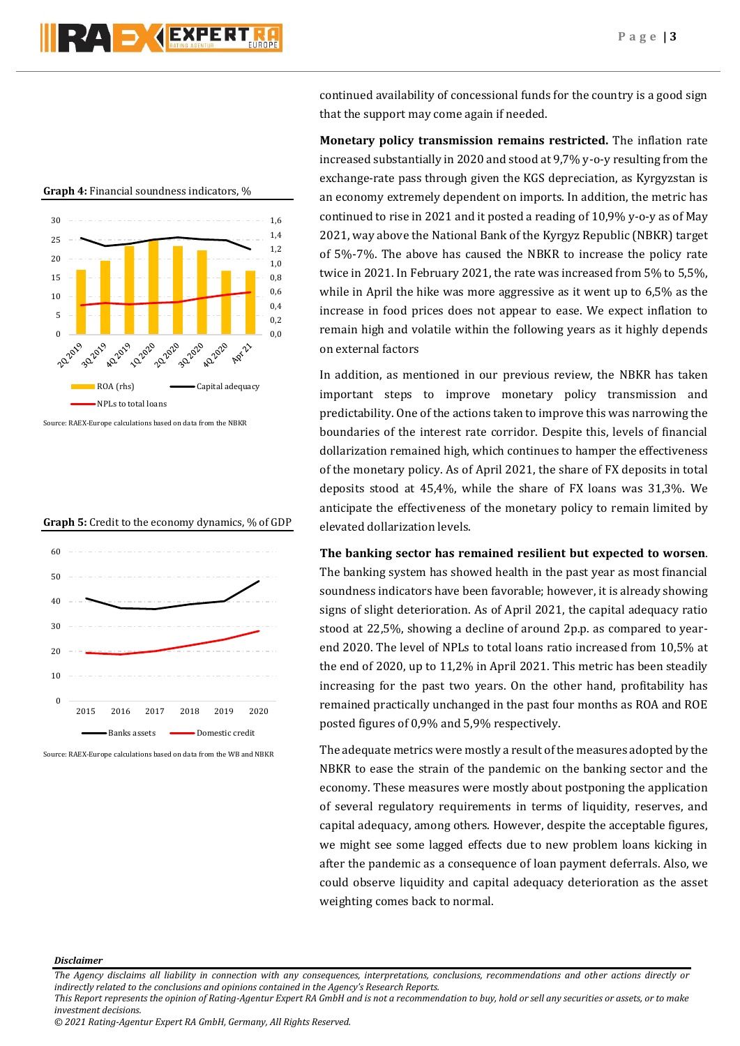**Graph 4:** Financial soundness indicators, %

Source: RAEX-Europe calculations based on data from the NBKR

**Graph 5:** Credit to the economy dynamics, % of GDP

Source: RAEX-Europe calculations based on data from the WB and NBKR

continued availability of concessional funds for the country is a good sign that the support may come again if needed.

**Monetary policy transmission remains restricted.** The inflation rate increased substantially in 2020 and stood at 9,7% y-o-y resulting from the exchange-rate pass through given the KGS depreciation, as Kyrgyzstan is an economy extremely dependent on imports. In addition, the metric has continued to rise in 2021 and it posted a reading of 10,9% y-o-y as of May 2021, way above the National Bank of the Kyrgyz Republic (NBKR) target of 5%-7%. The above has caused the NBKR to increase the policy rate twice in 2021. In February 2021, the rate was increased from 5% to 5,5%, while in April the hike was more aggressive as it went up to 6,5% as the increase in food prices does not appear to ease. We expect inflation to remain high and volatile within the following years as it highly depends on external factors

In addition, as mentioned in our previous review, the NBKR has taken important steps to improve monetary policy transmission and predictability. One of the actions taken to improve this was narrowing the boundaries of the interest rate corridor. Despite this, levels of financial dollarization remained high, which continues to hamper the effectiveness of the monetary policy. As of April 2021, the share of FX deposits in total deposits stood at 45,4%, while the share of FX loans was 31,3%. We anticipate the effectiveness of the monetary policy to remain limited by elevated dollarization levels.

**The banking sector has remained resilient but expected to worsen**. The banking system has showed health in the past year as most financial soundness indicators have been favorable; however, it is already showing signs of slight deterioration. As of April 2021, the capital adequacy ratio stood at 22,5%, showing a decline of around 2p.p. as compared to year-end 2020. The level of NPLs to total loans ratio increased from 10,5% at the end of 2020, up to 11,2% in April 2021. This metric has been steadily increasing for the past two years. On the other hand, profitability has remained practically unchanged in the past four months as ROA and ROE posted figures of 0,9% and 5,9% respectively.

The adequate metrics were mostly a result of the measures adopted by the NBKR to ease the strain of the pandemic on the banking sector and the economy. These measures were mostly about postponing the application of several regulatory requirements in terms of liquidity, reserves, and capital adequacy, among others. However, despite the acceptable figures, we might see some lagged effects due to new problem loans kicking in after the pandemic as a consequence of loan payment deferrals. Also, we could observe liquidity and capital adequacy deterioration as the asset weighting comes back to normal.

***Disclaimer***

*The Agency disclaims all liability in connection with any consequences, interpretations, conclusions, recommendations and other actions directly or indirectly related to the conclusions and opinions contained in the Agency's Research Reports.*
*This Report represents the opinion of Rating-Agentur Expert RA GmbH and is not a recommendation to buy, hold or sell any securities or assets, or to make investment decisions.*
*© 2021 Rating-Agentur Expert RA GmbH, Germany, All Rights Reserved.*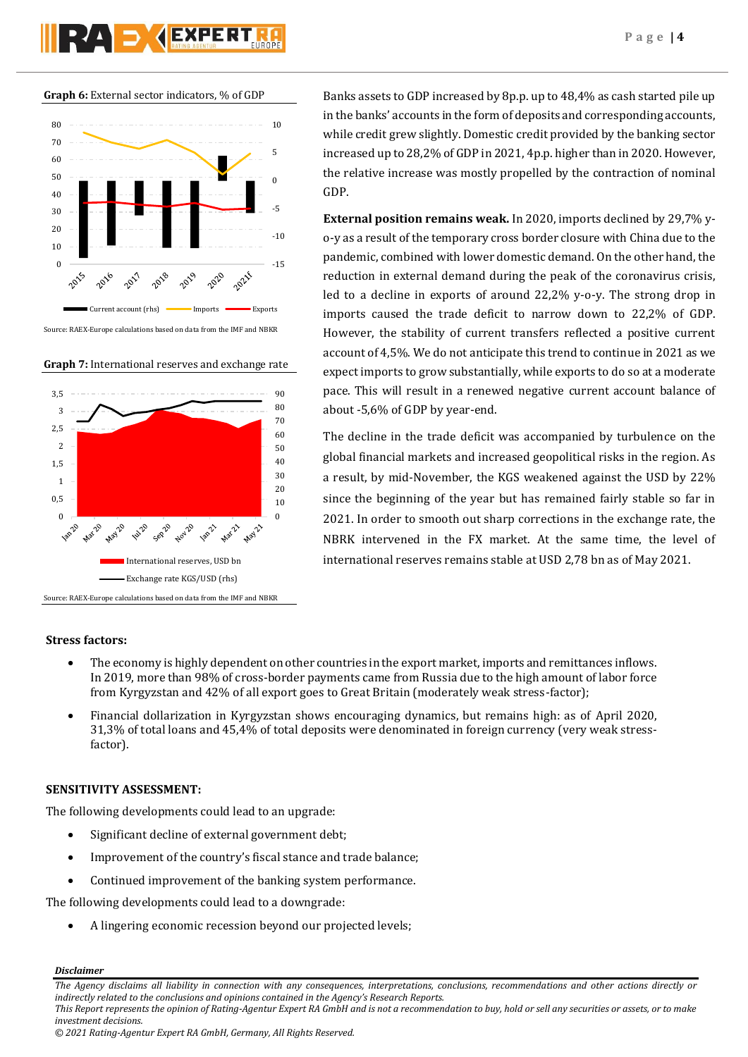**Graph 6:** External sector indicators, % of GDP

Source: RAEX-Europe calculations based on data from the IMF and NBKR

**Graph 7:** International reserves and exchange rate

Source: RAEX-Europe calculations based on data from the IMF and NBKR

Banks assets to GDP increased by 8p.p. up to 48,4% as cash started pile up in the banks' accounts in the form of deposits and corresponding accounts, while credit grew slightly. Domestic credit provided by the banking sector increased up to 28,2% of GDP in 2021, 4p.p. higher than in 2020. However, the relative increase was mostly propelled by the contraction of nominal GDP.

**External position remains weak.** In 2020, imports declined by 29,7% y-o-y as a result of the temporary cross border closure with China due to the pandemic, combined with lower domestic demand. On the other hand, the reduction in external demand during the peak of the coronavirus crisis, led to a decline in exports of around 22,2% y-o-y. The strong drop in imports caused the trade deficit to narrow down to 22,2% of GDP. However, the stability of current transfers reflected a positive current account of 4,5%. We do not anticipate this trend to continue in 2021 as we expect imports to grow substantially, while exports to do so at a moderate pace. This will result in a renewed negative current account balance of about -5,6% of GDP by year-end.

The decline in the trade deficit was accompanied by turbulence on the global financial markets and increased geopolitical risks in the region. As a result, by mid-November, the KGS weakened against the USD by 22% since the beginning of the year but has remained fairly stable so far in 2021. In order to smooth out sharp corrections in the exchange rate, the NBRK intervened in the FX market. At the same time, the level of international reserves remains stable at USD 2,78 bn as of May 2021.

**Stress factors:**

- The economy is highly dependent on other countries in the export market, imports and remittances inflows. In 2019, more than 98% of cross-border payments came from Russia due to the high amount of labor force from Kyrgyzstan and 42% of all export goes to Great Britain (moderately weak stress-factor);
- Financial dollarization in Kyrgyzstan shows encouraging dynamics, but remains high: as of April 2020, 31,3% of total loans and 45,4% of total deposits were denominated in foreign currency (very weak stress-factor).

**SENSITIVITY ASSESSMENT:**

The following developments could lead to an upgrade:

- Significant decline of external government debt;
- Improvement of the country's fiscal stance and trade balance;
- Continued improvement of the banking system performance.

The following developments could lead to a downgrade:

- A lingering economic recession beyond our projected levels;

***Disclaimer***

*The Agency disclaims all liability in connection with any consequences, interpretations, conclusions, recommendations and other actions directly or indirectly related to the conclusions and opinions contained in the Agency's Research Reports.*

*This Report represents the opinion of Rating-Agentur Expert RA GmbH and is not a recommendation to buy, hold or sell any securities or assets, or to make investment decisions.*

*© 2021 Rating-Agentur Expert RA GmbH, Germany, All Rights Reserved.*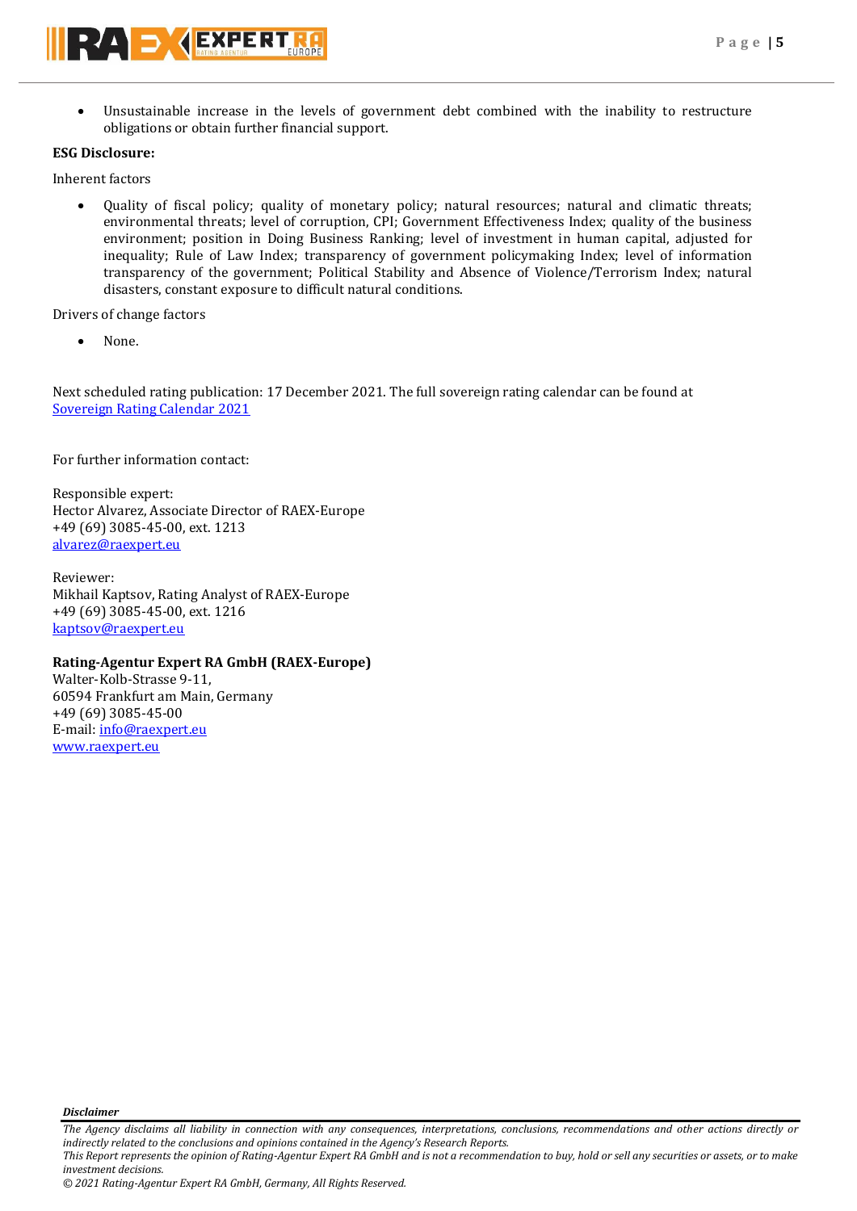- Unsustainable increase in the levels of government debt combined with the inability to restructure obligations or obtain further financial support.

**ESG Disclosure:**

Inherent factors

- Quality of fiscal policy; quality of monetary policy; natural resources; natural and climatic threats; environmental threats; level of corruption, CPI; Government Effectiveness Index; quality of the business environment; position in Doing Business Ranking; level of investment in human capital, adjusted for inequality; Rule of Law Index; transparency of government policymaking Index; level of information transparency of the government; Political Stability and Absence of Violence/Terrorism Index; natural disasters, constant exposure to difficult natural conditions.

Drivers of change factors

- None.

Next scheduled rating publication: 17 December 2021. The full sovereign rating calendar can be found at [Sovereign Rating Calendar 2021](Sovereign Rating Calendar 2021)

For further information contact:

Responsible expert:
Hector Alvarez, Associate Director of RAEX-Europe
+49 (69) 3085-45-00, ext. 1213
alvarez@raexpert.eu

Reviewer:
Mikhail Kaptsov, Rating Analyst of RAEX-Europe
+49 (69) 3085-45-00, ext. 1216
kaptsov@raexpert.eu

**Rating-Agentur Expert RA GmbH (RAEX-Europe)**
Walter-Kolb-Strasse 9-11,
60594 Frankfurt am Main, Germany
+49 (69) 3085-45-00
E-mail: info@raexpert.eu
www.raexpert.eu

***Disclaimer***

*The Agency disclaims all liability in connection with any consequences, interpretations, conclusions, recommendations and other actions directly or indirectly related to the conclusions and opinions contained in the Agency's Research Reports.*
*This Report represents the opinion of Rating-Agentur Expert RA GmbH and is not a recommendation to buy, hold or sell any securities or assets, or to make investment decisions.*
*© 2021 Rating-Agentur Expert RA GmbH, Germany, All Rights Reserved.*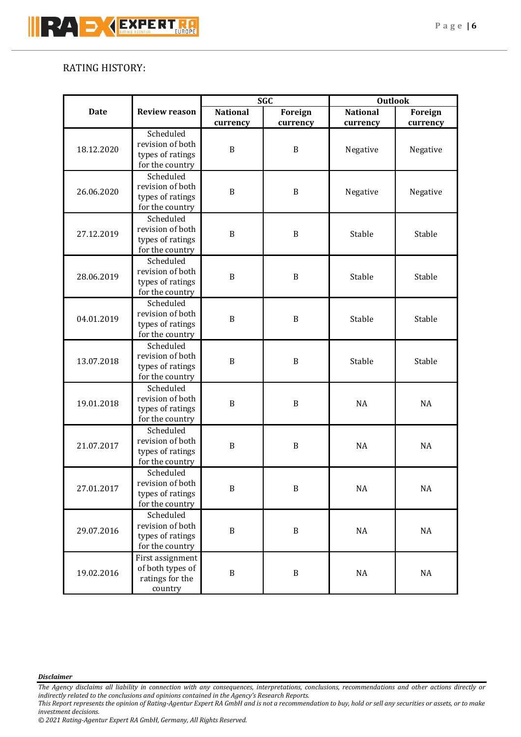RATING HISTORY:

| Date | Review reason | SGC | | Outlook | |
|---|---|---|---|---|---|
| | | National currency | Foreign currency | National currency | Foreign currency |
| 18.12.2020 | Scheduled revision of both types of ratings for the country | B | B | Negative | Negative |
| 26.06.2020 | Scheduled revision of both types of ratings for the country | B | B | Negative | Negative |
| 27.12.2019 | Scheduled revision of both types of ratings for the country | B | B | Stable | Stable |
| 28.06.2019 | Scheduled revision of both types of ratings for the country | B | B | Stable | Stable |
| 04.01.2019 | Scheduled revision of both types of ratings for the country | B | B | Stable | Stable |
| 13.07.2018 | Scheduled revision of both types of ratings for the country | B | B | Stable | Stable |
| 19.01.2018 | Scheduled revision of both types of ratings for the country | B | B | NA | NA |
| 21.07.2017 | Scheduled revision of both types of ratings for the country | B | B | NA | NA |
| 27.01.2017 | Scheduled revision of both types of ratings for the country | B | B | NA | NA |
| 29.07.2016 | Scheduled revision of both types of ratings for the country | B | B | NA | NA |
| 19.02.2016 | First assignment of both types of ratings for the country | B | B | NA | NA |

***Disclaimer***

*The Agency disclaims all liability in connection with any consequences, interpretations, conclusions, recommendations and other actions directly or indirectly related to the conclusions and opinions contained in the Agency's Research Reports.*

*This Report represents the opinion of Rating-Agentur Expert RA GmbH and is not a recommendation to buy, hold or sell any securities or assets, or to make investment decisions.*

*© 2021 Rating-Agentur Expert RA GmbH, Germany, All Rights Reserved.*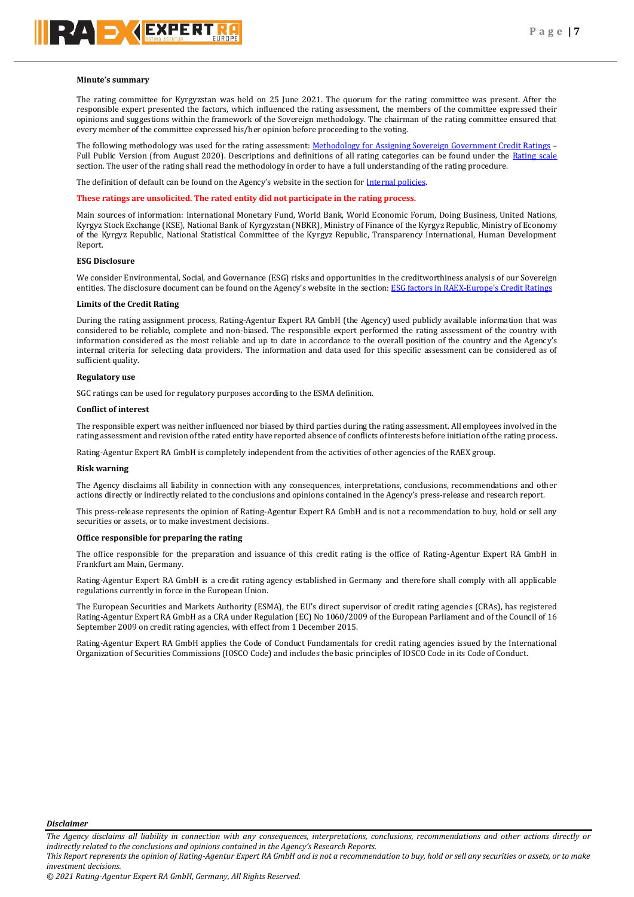**Minute's summary**

The rating committee for Kyrgyzstan was held on 25 June 2021. The quorum for the rating committee was present. After the responsible expert presented the factors, which influenced the rating assessment, the members of the committee expressed their opinions and suggestions within the framework of the Sovereign methodology. The chairman of the rating committee ensured that every member of the committee expressed his/her opinion before proceeding to the voting.

The following methodology was used for the rating assessment: Methodology for Assigning Sovereign Government Credit Ratings – Full Public Version (from August 2020). Descriptions and definitions of all rating categories can be found under the Rating scale section. The user of the rating shall read the methodology in order to have a full understanding of the rating procedure.

The definition of default can be found on the Agency's website in the section for Internal policies.

**These ratings are unsolicited. The rated entity did not participate in the rating process.**

Main sources of information: International Monetary Fund, World Bank, World Economic Forum, Doing Business, United Nations, Kyrgyz Stock Exchange (KSE), National Bank of Kyrgyzstan (NBKR), Ministry of Finance of the Kyrgyz Republic, Ministry of Economy of the Kyrgyz Republic, National Statistical Committee of the Kyrgyz Republic, Transparency International, Human Development Report.

**ESG Disclosure**

We consider Environmental, Social, and Governance (ESG) risks and opportunities in the creditworthiness analysis of our Sovereign entities. The disclosure document can be found on the Agency's website in the section: ESG factors in RAEX-Europe's Credit Ratings

**Limits of the Credit Rating**

During the rating assignment process, Rating-Agentur Expert RA GmbH (the Agency) used publicly available information that was considered to be reliable, complete and non-biased. The responsible expert performed the rating assessment of the country with information considered as the most reliable and up to date in accordance to the overall position of the country and the Agency's internal criteria for selecting data providers. The information and data used for this specific assessment can be considered as of sufficient quality.

**Regulatory use**

SGC ratings can be used for regulatory purposes according to the ESMA definition.

**Conflict of interest**

The responsible expert was neither influenced nor biased by third parties during the rating assessment. All employees involved in the rating assessment and revision of the rated entity have reported absence of conflicts of interests before initiation of the rating process.

Rating-Agentur Expert RA GmbH is completely independent from the activities of other agencies of the RAEX group.

**Risk warning**

The Agency disclaims all liability in connection with any consequences, interpretations, conclusions, recommendations and other actions directly or indirectly related to the conclusions and opinions contained in the Agency's press-release and research report.

This press-release represents the opinion of Rating-Agentur Expert RA GmbH and is not a recommendation to buy, hold or sell any securities or assets, or to make investment decisions.

**Office responsible for preparing the rating**

The office responsible for the preparation and issuance of this credit rating is the office of Rating-Agentur Expert RA GmbH in Frankfurt am Main, Germany.

Rating-Agentur Expert RA GmbH is a credit rating agency established in Germany and therefore shall comply with all applicable regulations currently in force in the European Union.

The European Securities and Markets Authority (ESMA), the EU's direct supervisor of credit rating agencies (CRAs), has registered Rating-Agentur Expert RA GmbH as a CRA under Regulation (EC) No 1060/2009 of the European Parliament and of the Council of 16 September 2009 on credit rating agencies, with effect from 1 December 2015.

Rating-Agentur Expert RA GmbH applies the Code of Conduct Fundamentals for credit rating agencies issued by the International Organization of Securities Commissions (IOSCO Code) and includes the basic principles of IOSCO Code in its Code of Conduct.

***Disclaimer***

*The Agency disclaims all liability in connection with any consequences, interpretations, conclusions, recommendations and other actions directly or indirectly related to the conclusions and opinions contained in the Agency's Research Reports.*

*This Report represents the opinion of Rating-Agentur Expert RA GmbH and is not a recommendation to buy, hold or sell any securities or assets, or to make investment decisions.*

*© 2021 Rating-Agentur Expert RA GmbH, Germany, All Rights Reserved.*